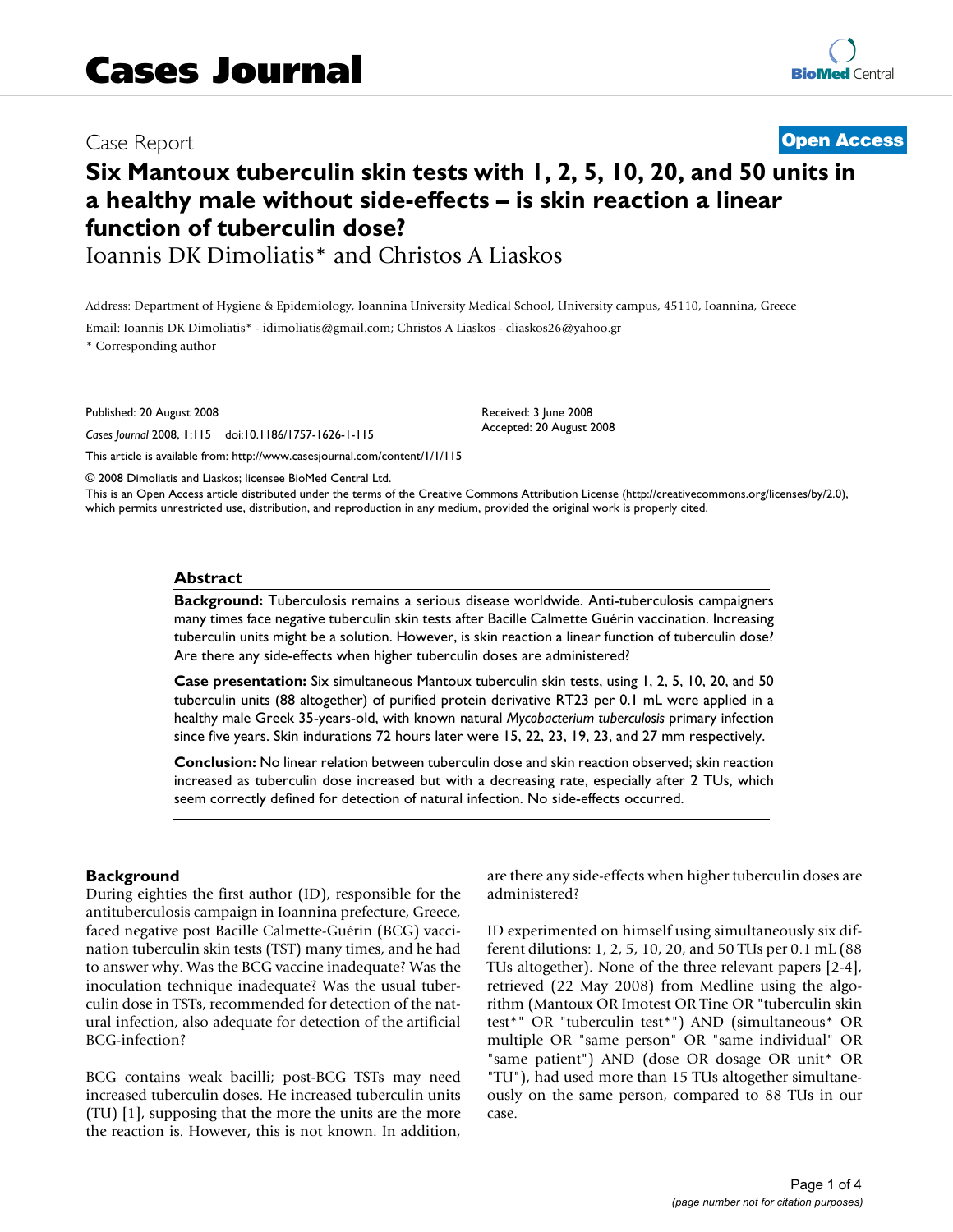# Cases Journal

Case Report

**Open Access**

# Six Mantoux tuberculin skin tests with 1, 2, 5, 10, 20, and 50 units in a healthy male without side-effects – is skin reaction a linear function of tuberculin dose?

Ioannis DK Dimoliatis* and Christos A Liaskos

Address: Department of Hygiene & Epidemiology, Ioannina University Medical School, University campus, 45110, Ioannina, Greece

Email: Ioannis DK Dimoliatis* - idimoliatis@gmail.com; Christos A Liaskos - cliaskos26@yahoo.gr

* Corresponding author

Published: 20 August 2008

*Cases Journal* 2008, **1**:115 doi:10.1186/1757-1626-1-115

Received: 3 June 2008
Accepted: 20 August 2008

This article is available from: http://www.casesjournal.com/content/1/1/115

© 2008 Dimoliatis and Liaskos; licensee BioMed Central Ltd.
This is an Open Access article distributed under the terms of the Creative Commons Attribution License (http://creativecommons.org/licenses/by/2.0), which permits unrestricted use, distribution, and reproduction in any medium, provided the original work is properly cited.

## Abstract

**Background:** Tuberculosis remains a serious disease worldwide. Anti-tuberculosis campaigners many times face negative tuberculin skin tests after Bacille Calmette Guérin vaccination. Increasing tuberculin units might be a solution. However, is skin reaction a linear function of tuberculin dose? Are there any side-effects when higher tuberculin doses are administered?

**Case presentation:** Six simultaneous Mantoux tuberculin skin tests, using 1, 2, 5, 10, 20, and 50 tuberculin units (88 altogether) of purified protein derivative RT23 per 0.1 mL were applied in a healthy male Greek 35-years-old, with known natural *Mycobacterium tuberculosis* primary infection since five years. Skin indurations 72 hours later were 15, 22, 23, 19, 23, and 27 mm respectively.

**Conclusion:** No linear relation between tuberculin dose and skin reaction observed; skin reaction increased as tuberculin dose increased but with a decreasing rate, especially after 2 TUs, which seem correctly defined for detection of natural infection. No side-effects occurred.

## Background

During eighties the first author (ID), responsible for the antituberculosis campaign in Ioannina prefecture, Greece, faced negative post Bacille Calmette-Guérin (BCG) vaccination tuberculin skin tests (TST) many times, and he had to answer why. Was the BCG vaccine inadequate? Was the inoculation technique inadequate? Was the usual tuberculin dose in TSTs, recommended for detection of the natural infection, also adequate for detection of the artificial BCG-infection?

BCG contains weak bacilli; post-BCG TSTs may need increased tuberculin doses. He increased tuberculin units (TU) [1], supposing that the more the units are the more the reaction is. However, this is not known. In addition, are there any side-effects when higher tuberculin doses are administered?

ID experimented on himself using simultaneously six different dilutions: 1, 2, 5, 10, 20, and 50 TUs per 0.1 mL (88 TUs altogether). None of the three relevant papers [2-4], retrieved (22 May 2008) from Medline using the algorithm (Mantoux OR Imotest OR Tine OR "tuberculin skin test*" OR "tuberculin test*") AND (simultaneous* OR multiple OR "same person" OR "same individual" OR "same patient") AND (dose OR dosage OR unit* OR "TU"), had used more than 15 TUs altogether simultaneously on the same person, compared to 88 TUs in our case.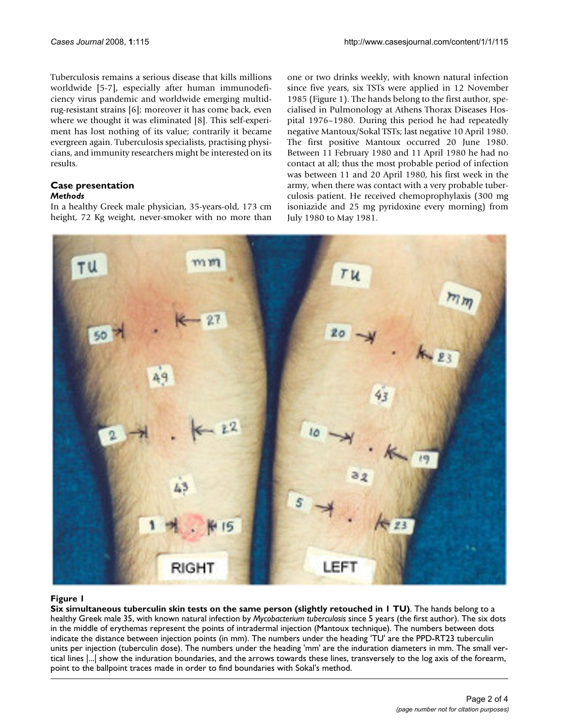Tuberculosis remains a serious disease that kills millions worldwide [5-7], especially after human immunodeficiency virus pandemic and worldwide emerging multidrug-resistant strains [6]; moreover it has come back, even where we thought it was eliminated [8]. This self-experiment has lost nothing of its value; contrarily it became evergreen again. Tuberculosis specialists, practising physicians, and immunity researchers might be interested on its results.

## Case presentation

### *Methods*

In a healthy Greek male physician, 35-years-old, 173 cm height, 72 Kg weight, never-smoker with no more than one or two drinks weekly, with known natural infection since five years, six TSTs were applied in 12 November 1985 (Figure 1). The hands belong to the first author, specialised in Pulmonology at Athens Thorax Diseases Hospital 1976–1980. During this period he had repeatedly negative Mantoux/Sokal TSTs; last negative 10 April 1980. The first positive Mantoux occurred 20 June 1980. Between 11 February 1980 and 11 April 1980 he had no contact at all; thus the most probable period of infection was between 11 and 20 April 1980, his first week in the army, when there was contact with a very probable tuberculosis patient. He received chemoprophylaxis (300 mg isoniazide and 25 mg pyridoxine every morning) from July 1980 to May 1981.

**Figure 1**

**Six simultaneous tuberculin skin tests on the same person (slightly retouched in 1 TU)**. The hands belong to a healthy Greek male 35, with known natural infection by *Mycobacterium tuberculosis* since 5 years (the first author). The six dots in the middle of erythemas represent the points of intradermal injection (Mantoux technique). The numbers between dots indicate the distance between injection points (in mm). The numbers under the heading 'TU' are the PPD-RT23 tuberculin units per injection (tuberculin dose). The numbers under the heading 'mm' are the induration diameters in mm. The small vertical lines |...| show the induration boundaries, and the arrows towards these lines, transversely to the log axis of the forearm, point to the ballpoint traces made in order to find boundaries with Sokal's method.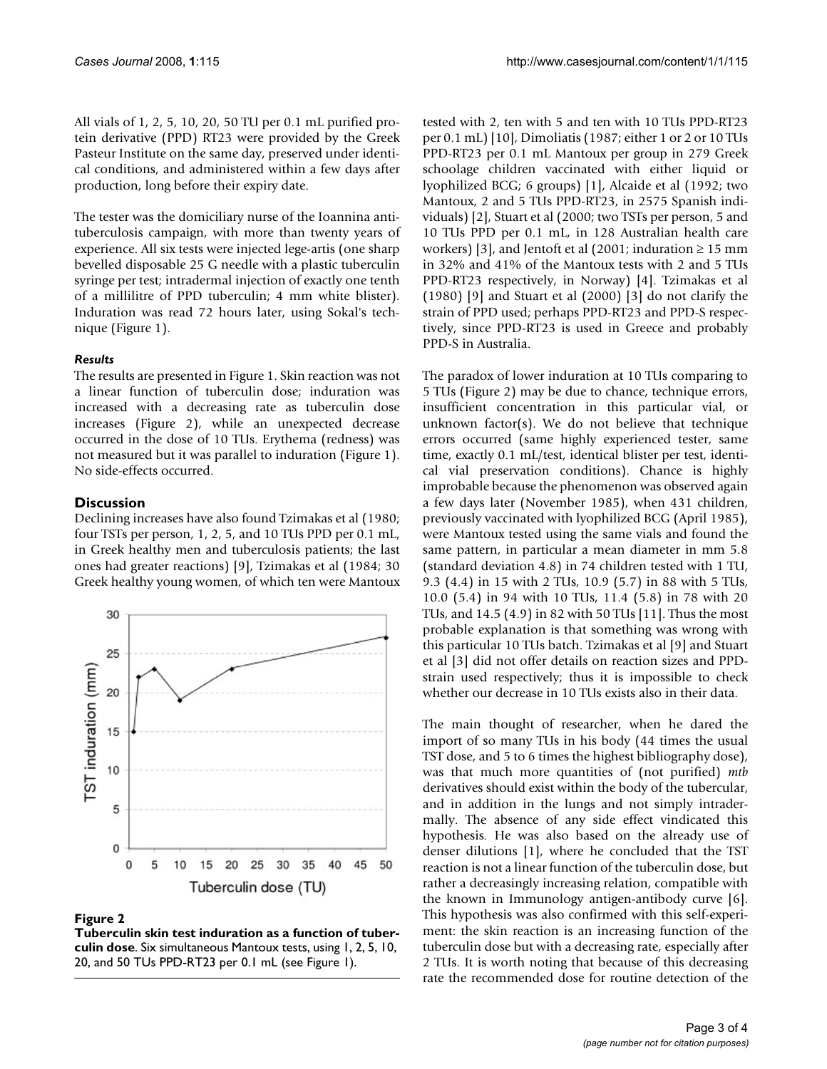All vials of 1, 2, 5, 10, 20, 50 TU per 0.1 mL purified protein derivative (PPD) RT23 were provided by the Greek Pasteur Institute on the same day, preserved under identical conditions, and administered within a few days after production, long before their expiry date.

The tester was the domiciliary nurse of the Ioannina antituberculosis campaign, with more than twenty years of experience. All six tests were injected lege-artis (one sharp bevelled disposable 25 G needle with a plastic tuberculin syringe per test; intradermal injection of exactly one tenth of a millilitre of PPD tuberculin; 4 mm white blister). Induration was read 72 hours later, using Sokal's technique (Figure 1).

### *Results*

The results are presented in Figure 1. Skin reaction was not a linear function of tuberculin dose; induration was increased with a decreasing rate as tuberculin dose increases (Figure 2), while an unexpected decrease occurred in the dose of 10 TUs. Erythema (redness) was not measured but it was parallel to induration (Figure 1). No side-effects occurred.

## Discussion

Declining increases have also found Tzimakas et al (1980; four TSTs per person, 1, 2, 5, and 10 TUs PPD per 0.1 mL, in Greek healthy men and tuberculosis patients; the last ones had greater reactions) [9], Tzimakas et al (1984; 30 Greek healthy young women, of which ten were Mantoux tested with 2, ten with 5 and ten with 10 TUs PPD-RT23 per 0.1 mL) [10], Dimoliatis (1987; either 1 or 2 or 10 TUs PPD-RT23 per 0.1 mL Mantoux per group in 279 Greek schoolage children vaccinated with either liquid or lyophilized BCG; 6 groups) [1], Alcaide et al (1992; two Mantoux, 2 and 5 TUs PPD-RT23, in 2575 Spanish individuals) [2], Stuart et al (2000; two TSTs per person, 5 and 10 TUs PPD per 0.1 mL, in 128 Australian health care workers) [3], and Jentoft et al (2001; induration ≥ 15 mm in 32% and 41% of the Mantoux tests with 2 and 5 TUs PPD-RT23 respectively, in Norway) [4]. Tzimakas et al (1980) [9] and Stuart et al (2000) [3] do not clarify the strain of PPD used; perhaps PPD-RT23 and PPD-S respectively, since PPD-RT23 is used in Greece and probably PPD-S in Australia.

**Figure 2**

**Tuberculin skin test induration as a function of tuberculin dose.** Six simultaneous Mantoux tests, using 1, 2, 5, 10, 20, and 50 TUs PPD-RT23 per 0.1 mL (see Figure 1).

The paradox of lower induration at 10 TUs comparing to 5 TUs (Figure 2) may be due to chance, technique errors, insufficient concentration in this particular vial, or unknown factor(s). We do not believe that technique errors occurred (same highly experienced tester, same time, exactly 0.1 mL/test, identical blister per test, identical vial preservation conditions). Chance is highly improbable because the phenomenon was observed again a few days later (November 1985), when 431 children, previously vaccinated with lyophilized BCG (April 1985), were Mantoux tested using the same vials and found the same pattern, in particular a mean diameter in mm 5.8 (standard deviation 4.8) in 74 children tested with 1 TU, 9.3 (4.4) in 15 with 2 TUs, 10.9 (5.7) in 88 with 5 TUs, 10.0 (5.4) in 94 with 10 TUs, 11.4 (5.8) in 78 with 20 TUs, and 14.5 (4.9) in 82 with 50 TUs [11]. Thus the most probable explanation is that something was wrong with this particular 10 TUs batch. Tzimakas et al [9] and Stuart et al [3] did not offer details on reaction sizes and PPD-strain used respectively; thus it is impossible to check whether our decrease in 10 TUs exists also in their data.

The main thought of researcher, when he dared the import of so many TUs in his body (44 times the usual TST dose, and 5 to 6 times the highest bibliography dose), was that much more quantities of (not purified) *mtb* derivatives should exist within the body of the tubercular, and in addition in the lungs and not simply intradermally. The absence of any side effect vindicated this hypothesis. He was also based on the already use of denser dilutions [1], where he concluded that the TST reaction is not a linear function of the tuberculin dose, but rather a decreasingly increasing relation, compatible with the known in Immunology antigen-antibody curve [6]. This hypothesis was also confirmed with this self-experiment: the skin reaction is an increasing function of the tuberculin dose but with a decreasing rate, especially after 2 TUs. It is worth noting that because of this decreasing rate the recommended dose for routine detection of the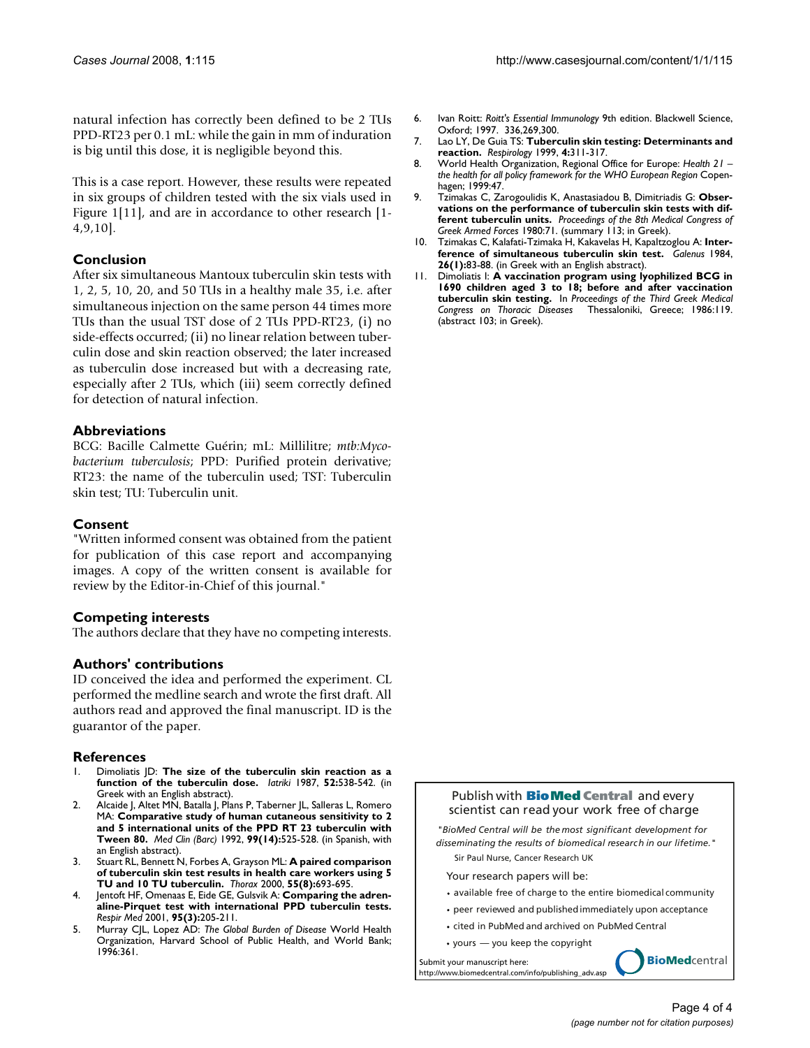natural infection has correctly been defined to be 2 TUs PPD-RT23 per 0.1 mL: while the gain in mm of induration is big until this dose, it is negligible beyond this.

This is a case report. However, these results were repeated in six groups of children tested with the six vials used in Figure 1[11], and are in accordance to other research [1-4,9,10].

## Conclusion

After six simultaneous Mantoux tuberculin skin tests with 1, 2, 5, 10, 20, and 50 TUs in a healthy male 35, i.e. after simultaneous injection on the same person 44 times more TUs than the usual TST dose of 2 TUs PPD-RT23, (i) no side-effects occurred; (ii) no linear relation between tuberculin dose and skin reaction observed; the later increased as tuberculin dose increased but with a decreasing rate, especially after 2 TUs, which (iii) seem correctly defined for detection of natural infection.

## Abbreviations

BCG: Bacille Calmette Guérin; mL: Millilitre; *mtb:Mycobacterium tuberculosis*; PPD: Purified protein derivative; RT23: the name of the tuberculin used; TST: Tuberculin skin test; TU: Tuberculin unit.

## Consent

"Written informed consent was obtained from the patient for publication of this case report and accompanying images. A copy of the written consent is available for review by the Editor-in-Chief of this journal."

## Competing interests

The authors declare that they have no competing interests.

## Authors' contributions

ID conceived the idea and performed the experiment. CL performed the medline search and wrote the first draft. All authors read and approved the final manuscript. ID is the guarantor of the paper.

## References

1. Dimoliatis JD: **The size of the tuberculin skin reaction as a function of the tuberculin dose.** *Iatriki* 1987, **52:**538-542. (in Greek with an English abstract).
2. Alcaide J, Altet MN, Batalla J, Plans P, Taberner JL, Salleras L, Romero MA: **Comparative study of human cutaneous sensitivity to 2 and 5 international units of the PPD RT 23 tuberculin with Tween 80.** *Med Clin (Barc)* 1992, **99(14):**525-528. (in Spanish, with an English abstract).
3. Stuart RL, Bennett N, Forbes A, Grayson ML: **A paired comparison of tuberculin skin test results in health care workers using 5 TU and 10 TU tuberculin.** *Thorax* 2000, **55(8):**693-695.
4. Jentoft HF, Omenaas E, Eide GE, Gulsvik A: **Comparing the adrenaline-Pirquet test with international PPD tuberculin tests.** *Respir Med* 2001, **95(3):**205-211.
5. Murray CJL, Lopez AD: *The Global Burden of Disease* World Health Organization, Harvard School of Public Health, and World Bank; 1996:361.
6. Ivan Roitt: *Roitt's Essential Immunology* 9th edition. Blackwell Science, Oxford; 1997. 336,269,300.
7. Lao LY, De Guia TS: **Tuberculin skin testing: Determinants and reaction.** *Respirology* 1999, **4:**311-317.
8. World Health Organization, Regional Office for Europe: *Health 21 – the health for all policy framework for the WHO European Region* Copenhagen; 1999:47.
9. Tzimakas C, Zarogoulidis K, Anastasiadou B, Dimitriadis G: **Observations on the performance of tuberculin skin tests with different tuberculin units.** *Proceedings of the 8th Medical Congress of Greek Armed Forces* 1980:71. (summary 113; in Greek).
10. Tzimakas C, Kalafati-Tzimaka H, Kakavelas H, Kapaltzoglou A: **Interference of simultaneous tuberculin skin test.** *Galenus* 1984, **26(1):**83-88. (in Greek with an English abstract).
11. Dimoliatis I: **A vaccination program using lyophilized BCG in 1690 children aged 3 to 18; before and after vaccination tuberculin skin testing.** In *Proceedings of the Third Greek Medical Congress on Thoracic Diseases* Thessaloniki, Greece; 1986:119. (abstract 103; in Greek).